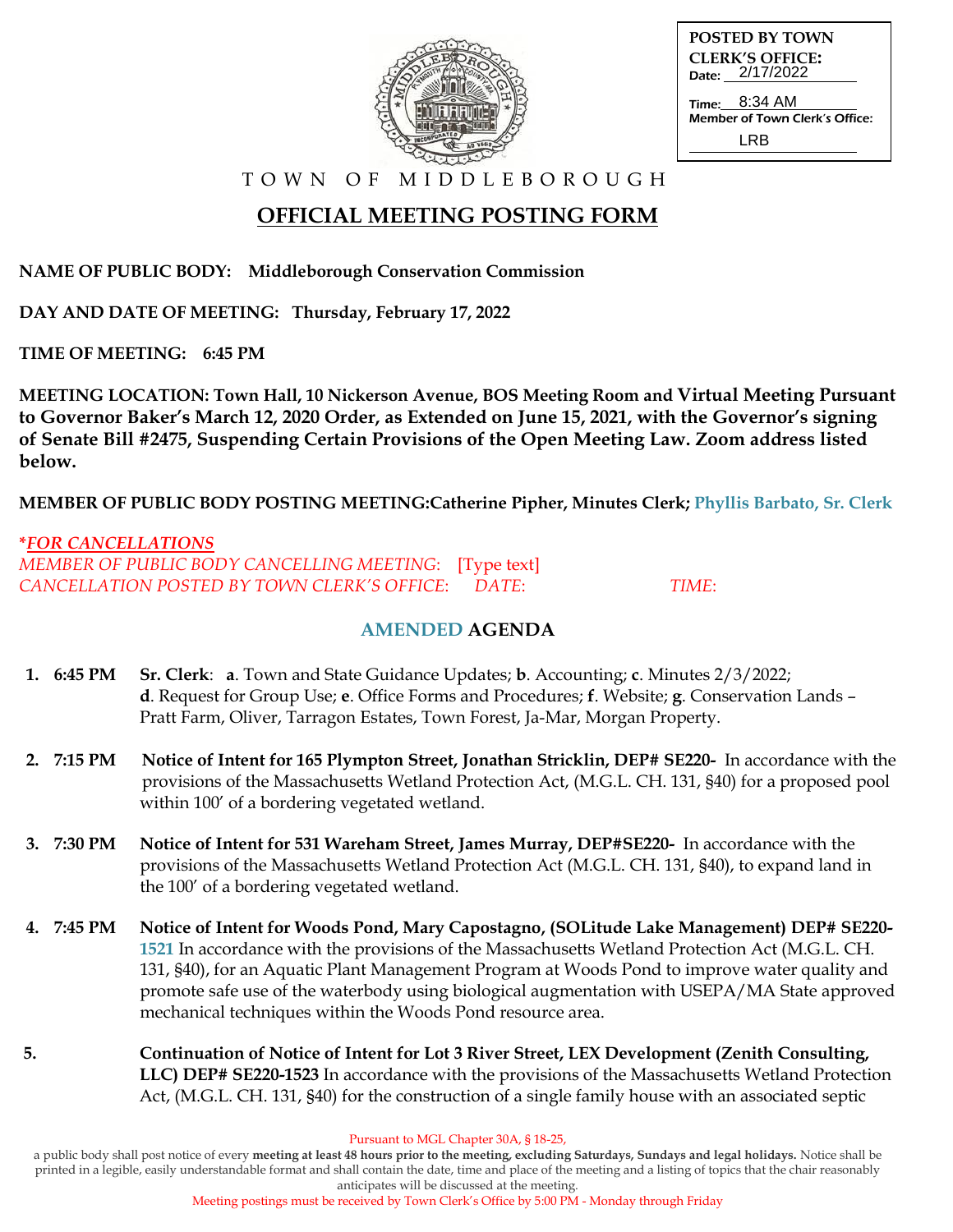**POSTED BY TOWN CLERK'S OFFICE:**
Date: 2/17/2022
Time: 8:34 AM
Member of Town Clerk's Office: LRB

TOWN OF MIDDLEBOROUGH

# OFFICIAL MEETING POSTING FORM

**NAME OF PUBLIC BODY: Middleborough Conservation Commission**

**DAY AND DATE OF MEETING: Thursday, February 17, 2022**

**TIME OF MEETING: 6:45 PM**

**MEETING LOCATION: Town Hall, 10 Nickerson Avenue, BOS Meeting Room and Virtual Meeting Pursuant to Governor Baker's March 12, 2020 Order, as Extended on June 15, 2021, with the Governor's signing of Senate Bill #2475, Suspending Certain Provisions of the Open Meeting Law. Zoom address listed below.**

**MEMBER OF PUBLIC BODY POSTING MEETING:Catherine Pipher, Minutes Clerk; Phyllis Barbato, Sr. Clerk**

***FOR CANCELLATIONS***
*MEMBER OF PUBLIC BODY CANCELLING MEETING:* [Type text]
*CANCELLATION POSTED BY TOWN CLERK'S OFFICE: DATE: TIME:*

## AMENDED AGENDA

1. **6:45 PM** **Sr. Clerk**: **a**. Town and State Guidance Updates; **b**. Accounting; **c**. Minutes 2/3/2022; **d**. Request for Group Use; **e**. Office Forms and Procedures; **f**. Website; **g**. Conservation Lands – Pratt Farm, Oliver, Tarragon Estates, Town Forest, Ja-Mar, Morgan Property.

2. **7:15 PM** **Notice of Intent for 165 Plympton Street, Jonathan Stricklin, DEP# SE220-** In accordance with the provisions of the Massachusetts Wetland Protection Act, (M.G.L. CH. 131, §40) for a proposed pool within 100' of a bordering vegetated wetland.

3. **7:30 PM** **Notice of Intent for 531 Wareham Street, James Murray, DEP#SE220-** In accordance with the provisions of the Massachusetts Wetland Protection Act (M.G.L. CH. 131, §40), to expand land in the 100' of a bordering vegetated wetland.

4. **7:45 PM** **Notice of Intent for Woods Pond, Mary Capostagno, (SOLitude Lake Management) DEP# SE220-1521** In accordance with the provisions of the Massachusetts Wetland Protection Act (M.G.L. CH. 131, §40), for an Aquatic Plant Management Program at Woods Pond to improve water quality and promote safe use of the waterbody using biological augmentation with USEPA/MA State approved mechanical techniques within the Woods Pond resource area.

5. **Continuation of Notice of Intent for Lot 3 River Street, LEX Development (Zenith Consulting, LLC) DEP# SE220-1523** In accordance with the provisions of the Massachusetts Wetland Protection Act, (M.G.L. CH. 131, §40) for the construction of a single family house with an associated septic

Pursuant to MGL Chapter 30A, § 18-25,
a public body shall post notice of every **meeting at least 48 hours prior to the meeting, excluding Saturdays, Sundays and legal holidays.** Notice shall be printed in a legible, easily understandable format and shall contain the date, time and place of the meeting and a listing of topics that the chair reasonably anticipates will be discussed at the meeting.
Meeting postings must be received by Town Clerk's Office by 5:00 PM - Monday through Friday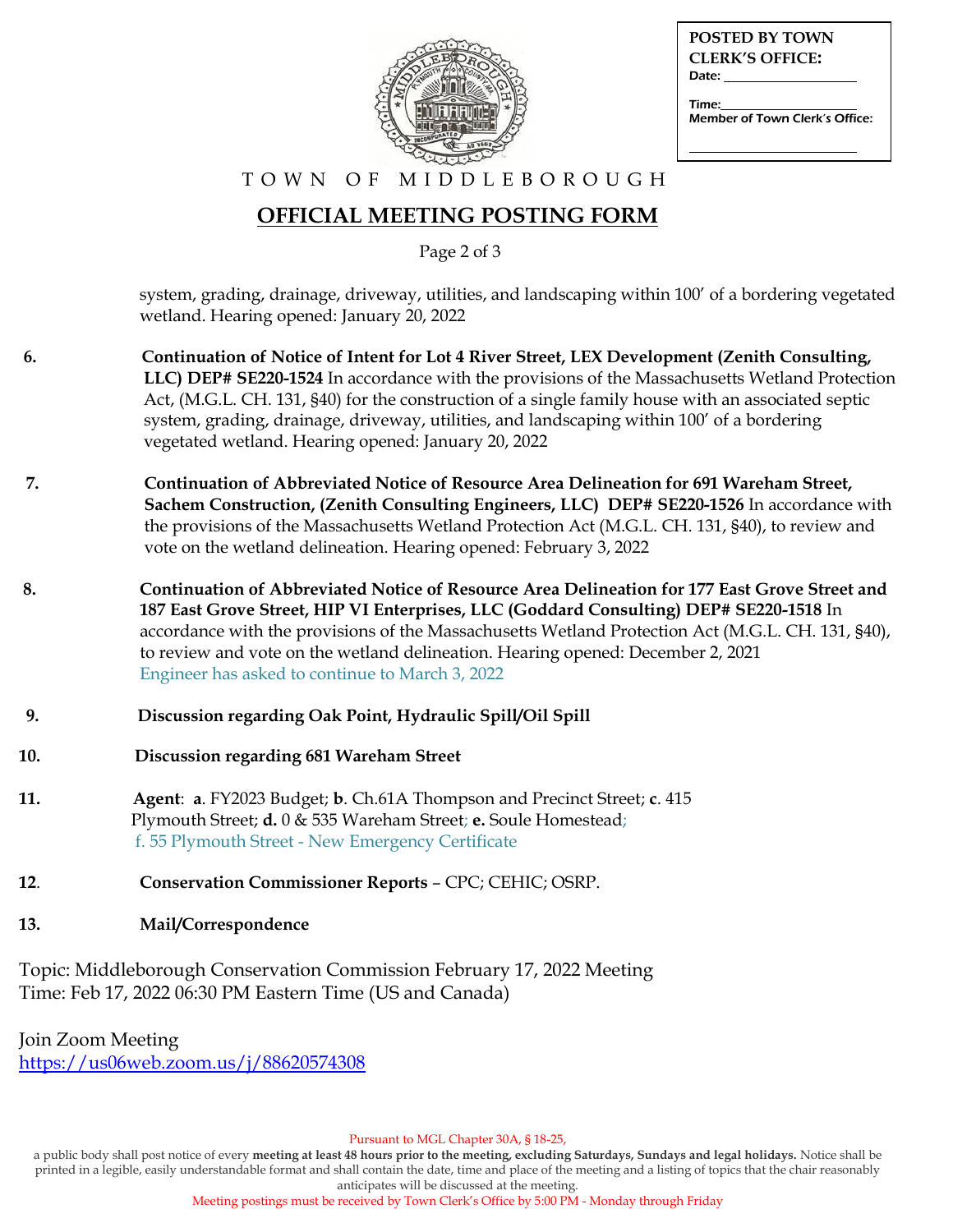POSTED BY TOWN CLERK'S OFFICE:
Date: ____________________

Time: ____________________
Member of Town Clerk's Office:

____________________

TOWN OF MIDDLEBOROUGH

# OFFICIAL MEETING POSTING FORM

system, grading, drainage, driveway, utilities, and landscaping within 100' of a bordering vegetated wetland. Hearing opened: January 20, 2022

6. **Continuation of Notice of Intent for Lot 4 River Street, LEX Development (Zenith Consulting, LLC) DEP# SE220-1524** In accordance with the provisions of the Massachusetts Wetland Protection Act, (M.G.L. CH. 131, §40) for the construction of a single family house with an associated septic system, grading, drainage, driveway, utilities, and landscaping within 100' of a bordering vegetated wetland. Hearing opened: January 20, 2022

7. **Continuation of Abbreviated Notice of Resource Area Delineation for 691 Wareham Street, Sachem Construction, (Zenith Consulting Engineers, LLC) DEP# SE220-1526** In accordance with the provisions of the Massachusetts Wetland Protection Act (M.G.L. CH. 131, §40), to review and vote on the wetland delineation. Hearing opened: February 3, 2022

8. **Continuation of Abbreviated Notice of Resource Area Delineation for 177 East Grove Street and 187 East Grove Street, HIP VI Enterprises, LLC (Goddard Consulting) DEP# SE220-1518** In accordance with the provisions of the Massachusetts Wetland Protection Act (M.G.L. CH. 131, §40), to review and vote on the wetland delineation. Hearing opened: December 2, 2021
   Engineer has asked to continue to March 3, 2022

9. **Discussion regarding Oak Point, Hydraulic Spill/Oil Spill**

10. **Discussion regarding 681 Wareham Street**

11. **Agent**: **a**. FY2023 Budget; **b**. Ch.61A Thompson and Precinct Street; **c**. 415 Plymouth Street; **d.** 0 & 535 Wareham Street; **e.** Soule Homestead;
    f. 55 Plymouth Street - New Emergency Certificate

12. **Conservation Commissioner Reports** – CPC; CEHIC; OSRP.

13. **Mail/Correspondence**

Topic: Middleborough Conservation Commission February 17, 2022 Meeting
Time: Feb 17, 2022 06:30 PM Eastern Time (US and Canada)

Join Zoom Meeting
https://us06web.zoom.us/j/88620574308

Pursuant to MGL Chapter 30A, § 18-25,
a public body shall post notice of every **meeting at least 48 hours prior to the meeting, excluding Saturdays, Sundays and legal holidays.** Notice shall be printed in a legible, easily understandable format and shall contain the date, time and place of the meeting and a listing of topics that the chair reasonably anticipates will be discussed at the meeting.
Meeting postings must be received by Town Clerk's Office by 5:00 PM - Monday through Friday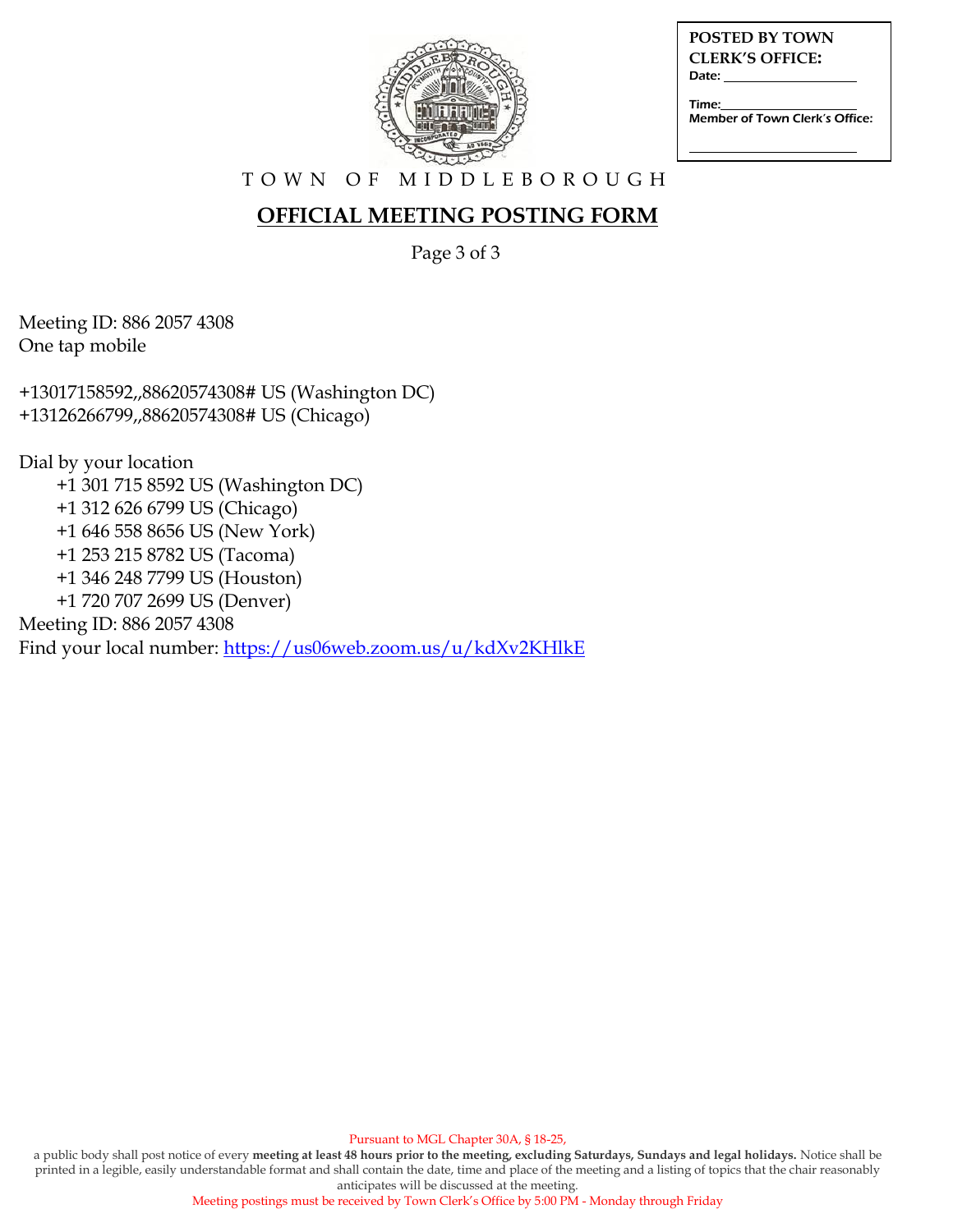**POSTED BY TOWN CLERK'S OFFICE:**
Date: ____________________

Time: ____________________
Member of Town Clerk's Office:

____________________

TOWN OF MIDDLEBOROUGH

# OFFICIAL MEETING POSTING FORM

Meeting ID: 886 2057 4308
One tap mobile

+13017158592,,88620574308# US (Washington DC)
+13126266799,,88620574308# US (Chicago)

Dial by your location
    +1 301 715 8592 US (Washington DC)
    +1 312 626 6799 US (Chicago)
    +1 646 558 8656 US (New York)
    +1 253 215 8782 US (Tacoma)
    +1 346 248 7799 US (Houston)
    +1 720 707 2699 US (Denver)
Meeting ID: 886 2057 4308
Find your local number: https://us06web.zoom.us/u/kdXv2KHlkE

Pursuant to MGL Chapter 30A, § 18-25,
a public body shall post notice of every **meeting at least 48 hours prior to the meeting, excluding Saturdays, Sundays and legal holidays.** Notice shall be printed in a legible, easily understandable format and shall contain the date, time and place of the meeting and a listing of topics that the chair reasonably anticipates will be discussed at the meeting.
Meeting postings must be received by Town Clerk's Office by 5:00 PM - Monday through Friday